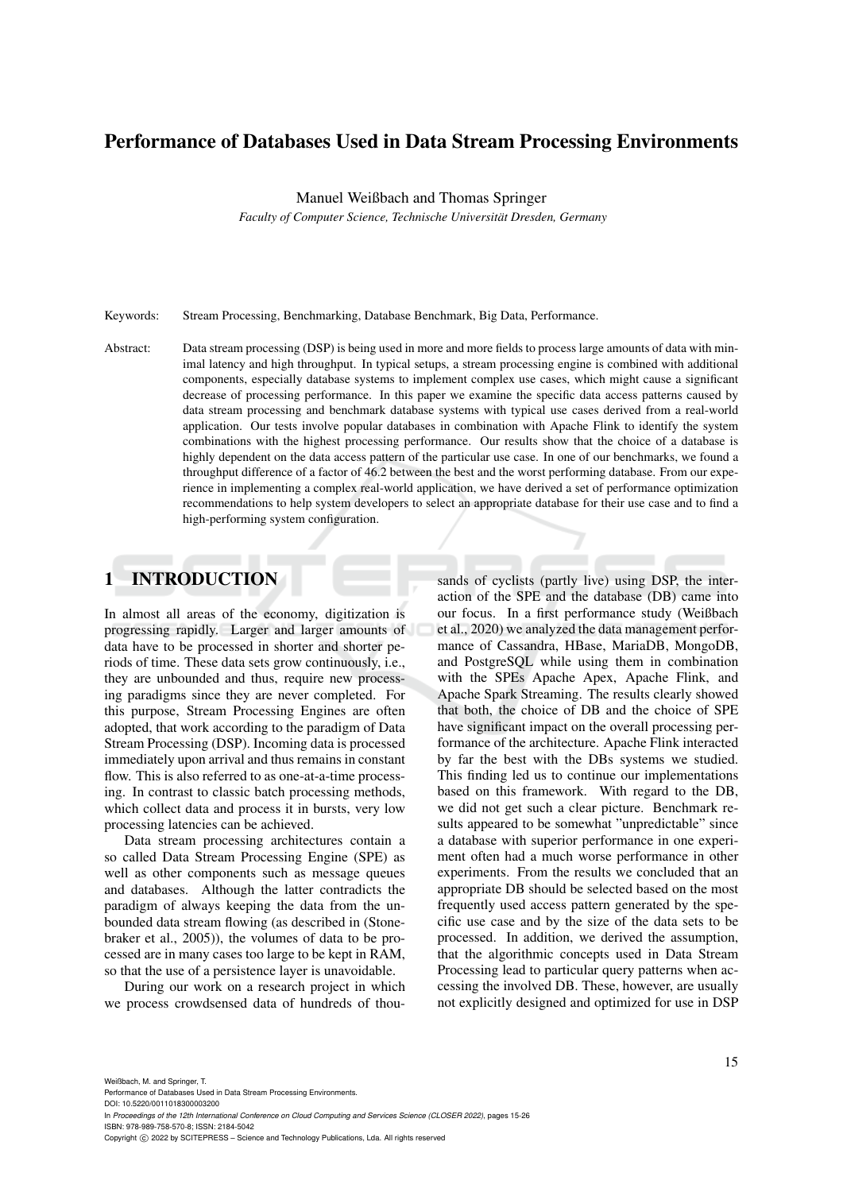# Performance of Databases Used in Data Stream Processing Environments

Manuel Weißbach and Thomas Springer

*Faculty of Computer Science, Technische Universität Dresden, Germany*

Keywords: Stream Processing, Benchmarking, Database Benchmark, Big Data, Performance.

Abstract: Data stream processing (DSP) is being used in more and more fields to process large amounts of data with minimal latency and high throughput. In typical setups, a stream processing engine is combined with additional components, especially database systems to implement complex use cases, which might cause a significant decrease of processing performance. In this paper we examine the specific data access patterns caused by data stream processing and benchmark database systems with typical use cases derived from a real-world application. Our tests involve popular databases in combination with Apache Flink to identify the system combinations with the highest processing performance. Our results show that the choice of a database is highly dependent on the data access pattern of the particular use case. In one of our benchmarks, we found a throughput difference of a factor of 46.2 between the best and the worst performing database. From our experience in implementing a complex real-world application, we have derived a set of performance optimization recommendations to help system developers to select an appropriate database for their use case and to find a high-performing system configuration.

## 1 INTRODUCTION

In almost all areas of the economy, digitization is progressing rapidly. Larger and larger amounts of data have to be processed in shorter and shorter periods of time. These data sets grow continuously, i.e., they are unbounded and thus, require new processing paradigms since they are never completed. For this purpose, Stream Processing Engines are often adopted, that work according to the paradigm of Data Stream Processing (DSP). Incoming data is processed immediately upon arrival and thus remains in constant flow. This is also referred to as one-at-a-time processing. In contrast to classic batch processing methods, which collect data and process it in bursts, very low processing latencies can be achieved.

Data stream processing architectures contain a so called Data Stream Processing Engine (SPE) as well as other components such as message queues and databases. Although the latter contradicts the paradigm of always keeping the data from the unbounded data stream flowing (as described in (Stonebraker et al., 2005)), the volumes of data to be processed are in many cases too large to be kept in RAM, so that the use of a persistence layer is unavoidable.

During our work on a research project in which we process crowdsensed data of hundreds of thousands of cyclists (partly live) using DSP, the interaction of the SPE and the database (DB) came into our focus. In a first performance study (Weißbach et al., 2020) we analyzed the data management performance of Cassandra, HBase, MariaDB, MongoDB, and PostgreSQL while using them in combination with the SPEs Apache Apex, Apache Flink, and Apache Spark Streaming. The results clearly showed that both, the choice of DB and the choice of SPE have significant impact on the overall processing performance of the architecture. Apache Flink interacted by far the best with the DBs systems we studied. This finding led us to continue our implementations based on this framework. With regard to the DB, we did not get such a clear picture. Benchmark results appeared to be somewhat "unpredictable" since a database with superior performance in one experiment often had a much worse performance in other experiments. From the results we concluded that an appropriate DB should be selected based on the most frequently used access pattern generated by the specific use case and by the size of the data sets to be processed. In addition, we derived the assumption, that the algorithmic concepts used in Data Stream Processing lead to particular query patterns when accessing the involved DB. These, however, are usually not explicitly designed and optimized for use in DSP

Weißbach, M. and Springer, T.
Performance of Databases Used in Data Stream Processing Environments.
DOI: 10.5220/0011018300003200
In *Proceedings of the 12th International Conference on Cloud Computing and Services Science (CLOSER 2022)*, pages 15-26
ISBN: 978-989-758-570-8; ISSN: 2184-5042
Copyright © 2022 by SCITEPRESS – Science and Technology Publications, Lda. All rights reserved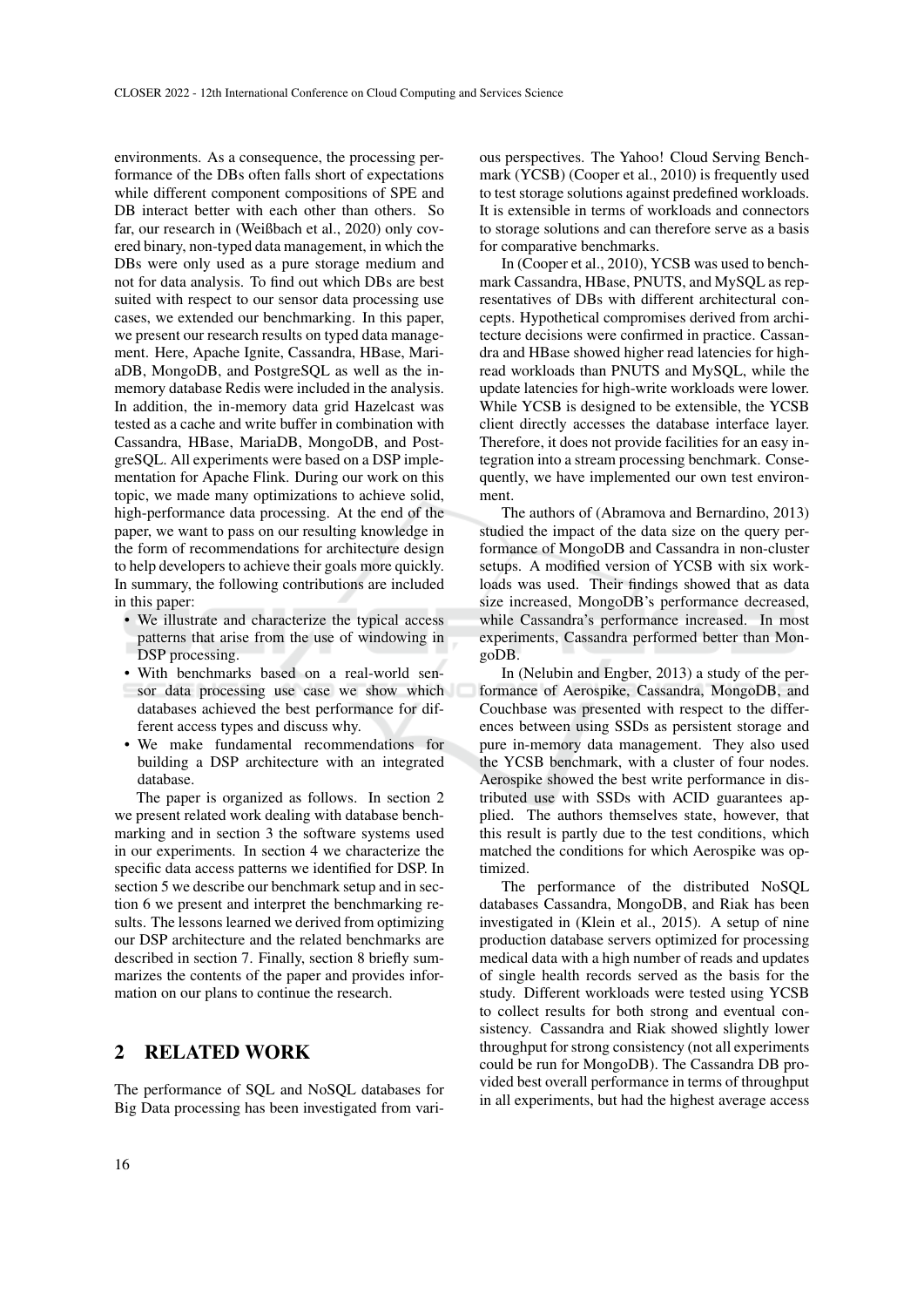environments. As a consequence, the processing performance of the DBs often falls short of expectations while different component compositions of SPE and DB interact better with each other than others. So far, our research in (Weißbach et al., 2020) only covered binary, non-typed data management, in which the DBs were only used as a pure storage medium and not for data analysis. To find out which DBs are best suited with respect to our sensor data processing use cases, we extended our benchmarking. In this paper, we present our research results on typed data management. Here, Apache Ignite, Cassandra, HBase, MariaDB, MongoDB, and PostgreSQL as well as the in-memory database Redis were included in the analysis. In addition, the in-memory data grid Hazelcast was tested as a cache and write buffer in combination with Cassandra, HBase, MariaDB, MongoDB, and PostgreSQL. All experiments were based on a DSP implementation for Apache Flink. During our work on this topic, we made many optimizations to achieve solid, high-performance data processing. At the end of the paper, we want to pass on our resulting knowledge in the form of recommendations for architecture design to help developers to achieve their goals more quickly. In summary, the following contributions are included in this paper:

- We illustrate and characterize the typical access patterns that arise from the use of windowing in DSP processing.
- With benchmarks based on a real-world sensor data processing use case we show which databases achieved the best performance for different access types and discuss why.
- We make fundamental recommendations for building a DSP architecture with an integrated database.

The paper is organized as follows. In section 2 we present related work dealing with database benchmarking and in section 3 the software systems used in our experiments. In section 4 we characterize the specific data access patterns we identified for DSP. In section 5 we describe our benchmark setup and in section 6 we present and interpret the benchmarking results. The lessons learned we derived from optimizing our DSP architecture and the related benchmarks are described in section 7. Finally, section 8 briefly summarizes the contents of the paper and provides information on our plans to continue the research.

## 2 RELATED WORK

The performance of SQL and NoSQL databases for Big Data processing has been investigated from various perspectives. The Yahoo! Cloud Serving Benchmark (YCSB) (Cooper et al., 2010) is frequently used to test storage solutions against predefined workloads. It is extensible in terms of workloads and connectors to storage solutions and can therefore serve as a basis for comparative benchmarks.

In (Cooper et al., 2010), YCSB was used to benchmark Cassandra, HBase, PNUTS, and MySQL as representatives of DBs with different architectural concepts. Hypothetical compromises derived from architecture decisions were confirmed in practice. Cassandra and HBase showed higher read latencies for high-read workloads than PNUTS and MySQL, while the update latencies for high-write workloads were lower. While YCSB is designed to be extensible, the YCSB client directly accesses the database interface layer. Therefore, it does not provide facilities for an easy integration into a stream processing benchmark. Consequently, we have implemented our own test environment.

The authors of (Abramova and Bernardino, 2013) studied the impact of the data size on the query performance of MongoDB and Cassandra in non-cluster setups. A modified version of YCSB with six workloads was used. Their findings showed that as data size increased, MongoDB's performance decreased, while Cassandra's performance increased. In most experiments, Cassandra performed better than MongoDB.

In (Nelubin and Engber, 2013) a study of the performance of Aerospike, Cassandra, MongoDB, and Couchbase was presented with respect to the differences between using SSDs as persistent storage and pure in-memory data management. They also used the YCSB benchmark, with a cluster of four nodes. Aerospike showed the best write performance in distributed use with SSDs with ACID guarantees applied. The authors themselves state, however, that this result is partly due to the test conditions, which matched the conditions for which Aerospike was optimized.

The performance of the distributed NoSQL databases Cassandra, MongoDB, and Riak has been investigated in (Klein et al., 2015). A setup of nine production database servers optimized for processing medical data with a high number of reads and updates of single health records served as the basis for the study. Different workloads were tested using YCSB to collect results for both strong and eventual consistency. Cassandra and Riak showed slightly lower throughput for strong consistency (not all experiments could be run for MongoDB). The Cassandra DB provided best overall performance in terms of throughput in all experiments, but had the highest average access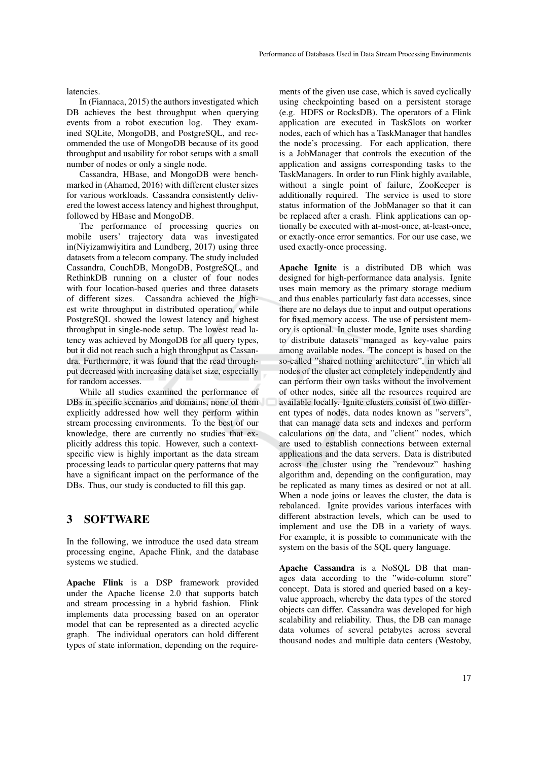latencies.

In (Fiannaca, 2015) the authors investigated which DB achieves the best throughput when querying events from a robot execution log. They examined SQLite, MongoDB, and PostgreSQL, and recommended the use of MongoDB because of its good throughput and usability for robot setups with a small number of nodes or only a single node.

Cassandra, HBase, and MongoDB were benchmarked in (Ahamed, 2016) with different cluster sizes for various workloads. Cassandra consistently delivered the lowest access latency and highest throughput, followed by HBase and MongoDB.

The performance of processing queries on mobile users' trajectory data was investigated in(Niyizamwiyitira and Lundberg, 2017) using three datasets from a telecom company. The study included Cassandra, CouchDB, MongoDB, PostgreSQL, and RethinkDB running on a cluster of four nodes with four location-based queries and three datasets of different sizes. Cassandra achieved the highest write throughput in distributed operation, while PostgreSQL showed the lowest latency and highest throughput in single-node setup. The lowest read latency was achieved by MongoDB for all query types, but it did not reach such a high throughput as Cassandra. Furthermore, it was found that the read throughput decreased with increasing data set size, especially for random accesses.

While all studies examined the performance of DBs in specific scenarios and domains, none of them explicitly addressed how well they perform within stream processing environments. To the best of our knowledge, there are currently no studies that explicitly address this topic. However, such a context-specific view is highly important as the data stream processing leads to particular query patterns that may have a significant impact on the performance of the DBs. Thus, our study is conducted to fill this gap.

# 3 SOFTWARE

In the following, we introduce the used data stream processing engine, Apache Flink, and the database systems we studied.

**Apache Flink** is a DSP framework provided under the Apache license 2.0 that supports batch and stream processing in a hybrid fashion. Flink implements data processing based on an operator model that can be represented as a directed acyclic graph. The individual operators can hold different types of state information, depending on the requirements of the given use case, which is saved cyclically using checkpointing based on a persistent storage (e.g. HDFS or RocksDB). The operators of a Flink application are executed in TaskSlots on worker nodes, each of which has a TaskManager that handles the node's processing. For each application, there is a JobManager that controls the execution of the application and assigns corresponding tasks to the TaskManagers. In order to run Flink highly available, without a single point of failure, ZooKeeper is additionally required. The service is used to store status information of the JobManager so that it can be replaced after a crash. Flink applications can optionally be executed with at-most-once, at-least-once, or exactly-once error semantics. For our use case, we used exactly-once processing.

**Apache Ignite** is a distributed DB which was designed for high-performance data analysis. Ignite uses main memory as the primary storage medium and thus enables particularly fast data accesses, since there are no delays due to input and output operations for fixed memory access. The use of persistent memory is optional. In cluster mode, Ignite uses sharding to distribute datasets managed as key-value pairs among available nodes. The concept is based on the so-called "shared nothing architecture", in which all nodes of the cluster act completely independently and can perform their own tasks without the involvement of other nodes, since all the resources required are available locally. Ignite clusters consist of two different types of nodes, data nodes known as "servers", that can manage data sets and indexes and perform calculations on the data, and "client" nodes, which are used to establish connections between external applications and the data servers. Data is distributed across the cluster using the "rendevouz" hashing algorithm and, depending on the configuration, may be replicated as many times as desired or not at all. When a node joins or leaves the cluster, the data is rebalanced. Ignite provides various interfaces with different abstraction levels, which can be used to implement and use the DB in a variety of ways. For example, it is possible to communicate with the system on the basis of the SQL query language.

**Apache Cassandra** is a NoSQL DB that manages data according to the "wide-column store" concept. Data is stored and queried based on a key-value approach, whereby the data types of the stored objects can differ. Cassandra was developed for high scalability and reliability. Thus, the DB can manage data volumes of several petabytes across several thousand nodes and multiple data centers (Westoby,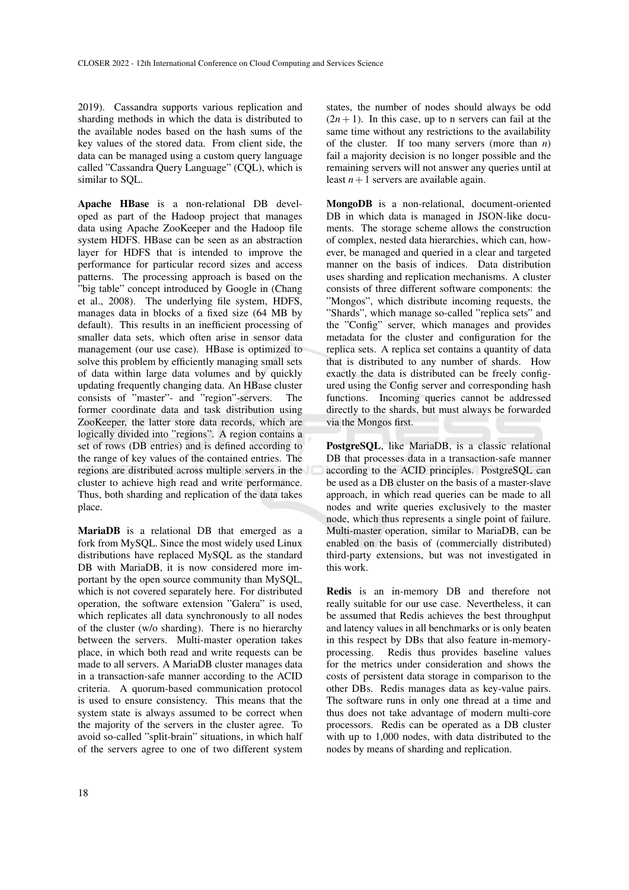2019). Cassandra supports various replication and sharding methods in which the data is distributed to the available nodes based on the hash sums of the key values of the stored data. From client side, the data can be managed using a custom query language called "Cassandra Query Language" (CQL), which is similar to SQL.

**Apache HBase** is a non-relational DB developed as part of the Hadoop project that manages data using Apache ZooKeeper and the Hadoop file system HDFS. HBase can be seen as an abstraction layer for HDFS that is intended to improve the performance for particular record sizes and access patterns. The processing approach is based on the "big table" concept introduced by Google in (Chang et al., 2008). The underlying file system, HDFS, manages data in blocks of a fixed size (64 MB by default). This results in an inefficient processing of smaller data sets, which often arise in sensor data management (our use case). HBase is optimized to solve this problem by efficiently managing small sets of data within large data volumes and by quickly updating frequently changing data. An HBase cluster consists of "master"- and "region"-servers. The former coordinate data and task distribution using ZooKeeper, the latter store data records, which are logically divided into "regions". A region contains a set of rows (DB entries) and is defined according to the range of key values of the contained entries. The regions are distributed across multiple servers in the cluster to achieve high read and write performance. Thus, both sharding and replication of the data takes place.

**MariaDB** is a relational DB that emerged as a fork from MySQL. Since the most widely used Linux distributions have replaced MySQL as the standard DB with MariaDB, it is now considered more important by the open source community than MySQL, which is not covered separately here. For distributed operation, the software extension "Galera" is used, which replicates all data synchronously to all nodes of the cluster (w/o sharding). There is no hierarchy between the servers. Multi-master operation takes place, in which both read and write requests can be made to all servers. A MariaDB cluster manages data in a transaction-safe manner according to the ACID criteria. A quorum-based communication protocol is used to ensure consistency. This means that the system state is always assumed to be correct when the majority of the servers in the cluster agree. To avoid so-called "split-brain" situations, in which half of the servers agree to one of two different system states, the number of nodes should always be odd $(2n+1)$. In this case, up to n servers can fail at the same time without any restrictions to the availability of the cluster. If too many servers (more than $n$) fail a majority decision is no longer possible and the remaining servers will not answer any queries until at least $n+1$ servers are available again.

**MongoDB** is a non-relational, document-oriented DB in which data is managed in JSON-like documents. The storage scheme allows the construction of complex, nested data hierarchies, which can, however, be managed and queried in a clear and targeted manner on the basis of indices. Data distribution uses sharding and replication mechanisms. A cluster consists of three different software components: the "Mongos", which distribute incoming requests, the "Shards", which manage so-called "replica sets" and the "Config" server, which manages and provides metadata for the cluster and configuration for the replica sets. A replica set contains a quantity of data that is distributed to any number of shards. How exactly the data is distributed can be freely configured using the Config server and corresponding hash functions. Incoming queries cannot be addressed directly to the shards, but must always be forwarded via the Mongos first.

**PostgreSQL**, like MariaDB, is a classic relational DB that processes data in a transaction-safe manner according to the ACID principles. PostgreSQL can be used as a DB cluster on the basis of a master-slave approach, in which read queries can be made to all nodes and write queries exclusively to the master node, which thus represents a single point of failure. Multi-master operation, similar to MariaDB, can be enabled on the basis of (commercially distributed) third-party extensions, but was not investigated in this work.

**Redis** is an in-memory DB and therefore not really suitable for our use case. Nevertheless, it can be assumed that Redis achieves the best throughput and latency values in all benchmarks or is only beaten in this respect by DBs that also feature in-memory-processing. Redis thus provides baseline values for the metrics under consideration and shows the costs of persistent data storage in comparison to the other DBs. Redis manages data as key-value pairs. The software runs in only one thread at a time and thus does not take advantage of modern multi-core processors. Redis can be operated as a DB cluster with up to 1,000 nodes, with data distributed to the nodes by means of sharding and replication.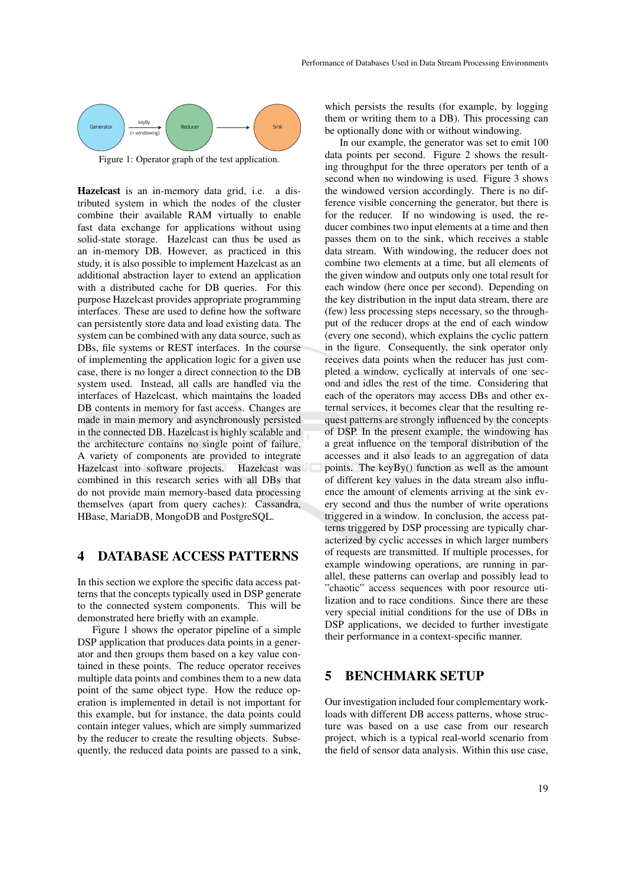Figure 1: Operator graph of the test application.

**Hazelcast** is an in-memory data grid, i.e. a distributed system in which the nodes of the cluster combine their available RAM virtually to enable fast data exchange for applications without using solid-state storage. Hazelcast can thus be used as an in-memory DB. However, as practiced in this study, it is also possible to implement Hazelcast as an additional abstraction layer to extend an application with a distributed cache for DB queries. For this purpose Hazelcast provides appropriate programming interfaces. These are used to define how the software can persistently store data and load existing data. The system can be combined with any data source, such as DBs, file systems or REST interfaces. In the course of implementing the application logic for a given use case, there is no longer a direct connection to the DB system used. Instead, all calls are handled via the interfaces of Hazelcast, which maintains the loaded DB contents in memory for fast access. Changes are made in main memory and asynchronously persisted in the connected DB. Hazelcast is highly scalable and the architecture contains no single point of failure. A variety of components are provided to integrate Hazelcast into software projects. Hazelcast was combined in this research series with all DBs that do not provide main memory-based data processing themselves (apart from query caches): Cassandra, HBase, MariaDB, MongoDB and PostgreSQL.

## 4 DATABASE ACCESS PATTERNS

In this section we explore the specific data access patterns that the concepts typically used in DSP generate to the connected system components. This will be demonstrated here briefly with an example.

Figure 1 shows the operator pipeline of a simple DSP application that produces data points in a generator and then groups them based on a key value contained in these points. The reduce operator receives multiple data points and combines them to a new data point of the same object type. How the reduce operation is implemented in detail is not important for this example, but for instance, the data points could contain integer values, which are simply summarized by the reducer to create the resulting objects. Subsequently, the reduced data points are passed to a sink, which persists the results (for example, by logging them or writing them to a DB). This processing can be optionally done with or without windowing.

In our example, the generator was set to emit 100 data points per second. Figure 2 shows the resulting throughput for the three operators per tenth of a second when no windowing is used. Figure 3 shows the windowed version accordingly. There is no difference visible concerning the generator, but there is for the reducer. If no windowing is used, the reducer combines two input elements at a time and then passes them on to the sink, which receives a stable data stream. With windowing, the reducer does not combine two elements at a time, but all elements of the given window and outputs only one total result for each window (here once per second). Depending on the key distribution in the input data stream, there are (few) less processing steps necessary, so the throughput of the reducer drops at the end of each window (every one second), which explains the cyclic pattern in the figure. Consequently, the sink operator only receives data points when the reducer has just completed a window, cyclically at intervals of one second and idles the rest of the time. Considering that each of the operators may access DBs and other external services, it becomes clear that the resulting request patterns are strongly influenced by the concepts of DSP. In the present example, the windowing has a great influence on the temporal distribution of the accesses and it also leads to an aggregation of data points. The keyBy() function as well as the amount of different key values in the data stream also influence the amount of elements arriving at the sink every second and thus the number of write operations triggered in a window. In conclusion, the access patterns triggered by DSP processing are typically characterized by cyclic accesses in which larger numbers of requests are transmitted. If multiple processes, for example windowing operations, are running in parallel, these patterns can overlap and possibly lead to "chaotic" access sequences with poor resource utilization and to race conditions. Since there are these very special initial conditions for the use of DBs in DSP applications, we decided to further investigate their performance in a context-specific manner.

## 5 BENCHMARK SETUP

Our investigation included four complementary workloads with different DB access patterns, whose structure was based on a use case from our research project, which is a typical real-world scenario from the field of sensor data analysis. Within this use case,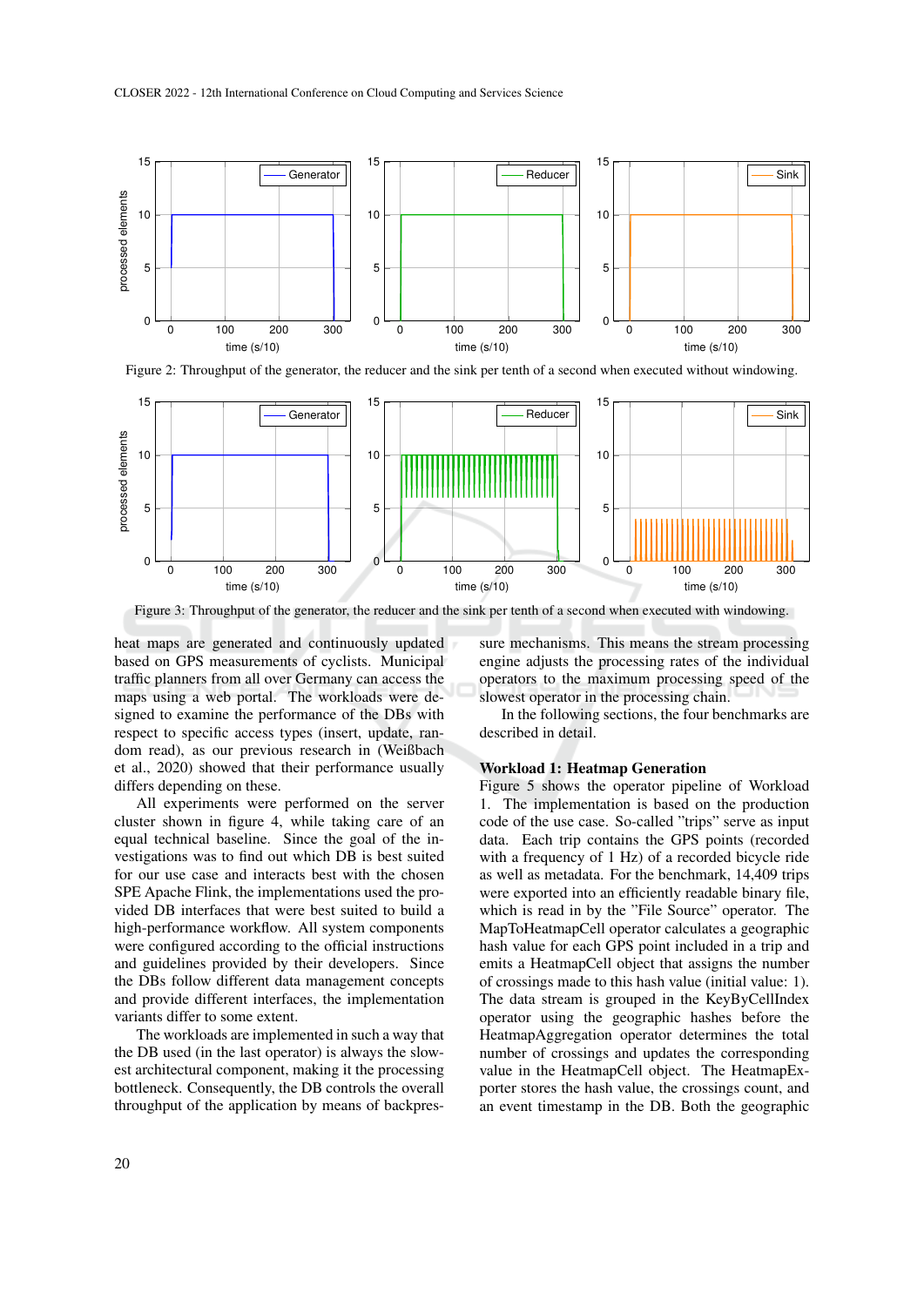Figure 2: Throughput of the generator, the reducer and the sink per tenth of a second when executed without windowing.

Figure 3: Throughput of the generator, the reducer and the sink per tenth of a second when executed with windowing.

heat maps are generated and continuously updated based on GPS measurements of cyclists. Municipal traffic planners from all over Germany can access the maps using a web portal. The workloads were designed to examine the performance of the DBs with respect to specific access types (insert, update, random read), as our previous research in (Weißbach et al., 2020) showed that their performance usually differs depending on these.

All experiments were performed on the server cluster shown in figure 4, while taking care of an equal technical baseline. Since the goal of the investigations was to find out which DB is best suited for our use case and interacts best with the chosen SPE Apache Flink, the implementations used the provided DB interfaces that were best suited to build a high-performance workflow. All system components were configured according to the official instructions and guidelines provided by their developers. Since the DBs follow different data management concepts and provide different interfaces, the implementation variants differ to some extent.

The workloads are implemented in such a way that the DB used (in the last operator) is always the slowest architectural component, making it the processing bottleneck. Consequently, the DB controls the overall throughput of the application by means of backpressure mechanisms. This means the stream processing engine adjusts the processing rates of the individual operators to the maximum processing speed of the slowest operator in the processing chain.

In the following sections, the four benchmarks are described in detail.

**Workload 1: Heatmap Generation**

Figure 5 shows the operator pipeline of Workload 1. The implementation is based on the production code of the use case. So-called "trips" serve as input data. Each trip contains the GPS points (recorded with a frequency of 1 Hz) of a recorded bicycle ride as well as metadata. For the benchmark, 14,409 trips were exported into an efficiently readable binary file, which is read in by the "File Source" operator. The MapToHeatmapCell operator calculates a geographic hash value for each GPS point included in a trip and emits a HeatmapCell object that assigns the number of crossings made to this hash value (initial value: 1). The data stream is grouped in the KeyByCellIndex operator using the geographic hashes before the HeatmapAggregation operator determines the total number of crossings and updates the corresponding value in the HeatmapCell object. The HeatmapExporter stores the hash value, the crossings count, and an event timestamp in the DB. Both the geographic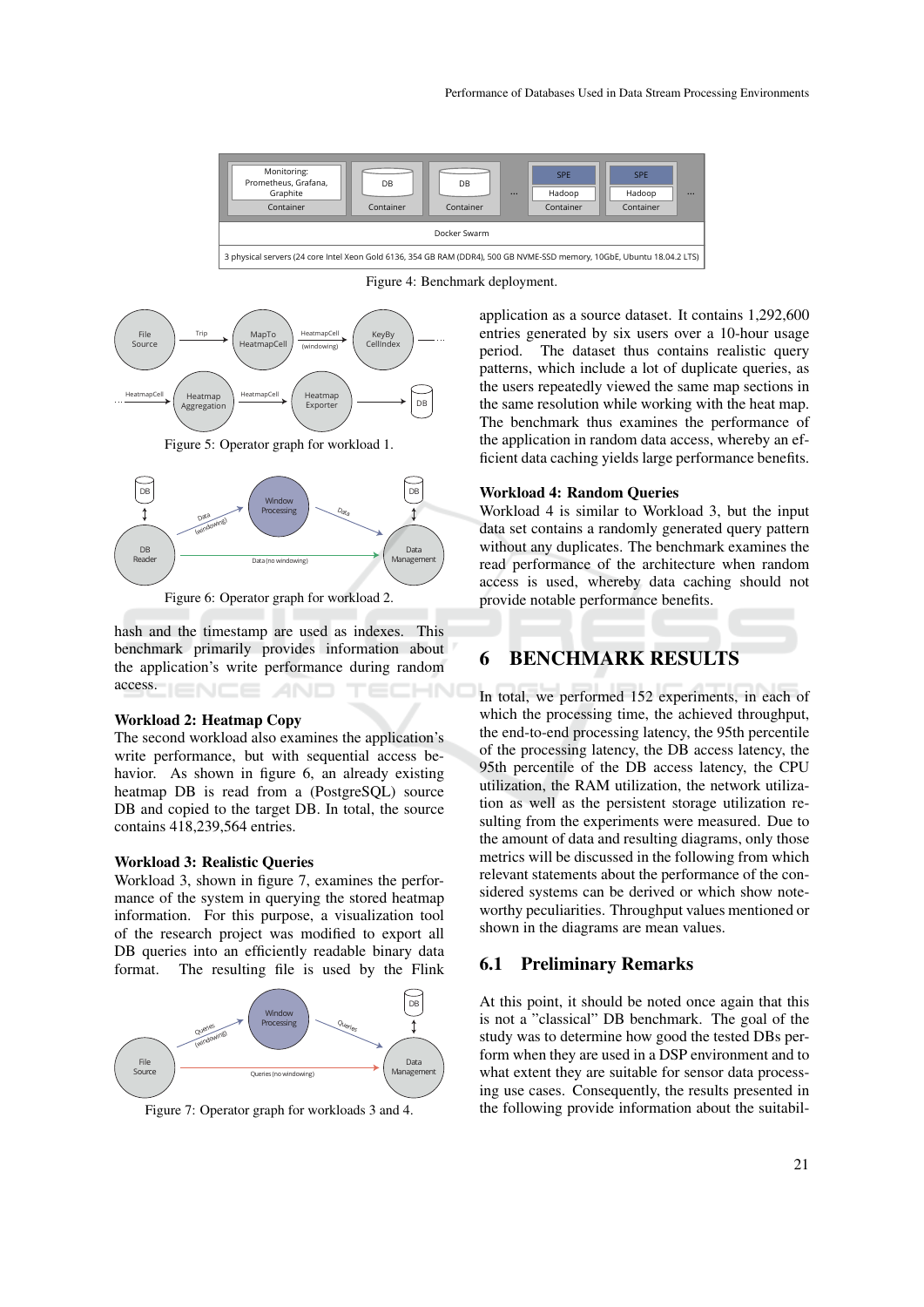Figure 4: Benchmark deployment.

Figure 5: Operator graph for workload 1.

Figure 6: Operator graph for workload 2.

hash and the timestamp are used as indexes. This benchmark primarily provides information about the application's write performance during random access.

**Workload 2: Heatmap Copy**
The second workload also examines the application's write performance, but with sequential access behavior. As shown in figure 6, an already existing heatmap DB is read from a (PostgreSQL) source DB and copied to the target DB. In total, the source contains 418,239,564 entries.

**Workload 3: Realistic Queries**
Workload 3, shown in figure 7, examines the performance of the system in querying the stored heatmap information. For this purpose, a visualization tool of the research project was modified to export all DB queries into an efficiently readable binary data format. The resulting file is used by the Flink application as a source dataset. It contains 1,292,600 entries generated by six users over a 10-hour usage period. The dataset thus contains realistic query patterns, which include a lot of duplicate queries, as the users repeatedly viewed the same map sections in the same resolution while working with the heat map. The benchmark thus examines the performance of the application in random data access, whereby an efficient data caching yields large performance benefits.

Figure 7: Operator graph for workloads 3 and 4.

**Workload 4: Random Queries**
Workload 4 is similar to Workload 3, but the input data set contains a randomly generated query pattern without any duplicates. The benchmark examines the read performance of the architecture when random access is used, whereby data caching should not provide notable performance benefits.

# 6 BENCHMARK RESULTS

In total, we performed 152 experiments, in each of which the processing time, the achieved throughput, the end-to-end processing latency, the 95th percentile of the processing latency, the DB access latency, the 95th percentile of the DB access latency, the CPU utilization, the RAM utilization, the network utilization as well as the persistent storage utilization resulting from the experiments were measured. Due to the amount of data and resulting diagrams, only those metrics will be discussed in the following from which relevant statements about the performance of the considered systems can be derived or which show noteworthy peculiarities. Throughput values mentioned or shown in the diagrams are mean values.

## 6.1 Preliminary Remarks

At this point, it should be noted once again that this is not a "classical" DB benchmark. The goal of the study was to determine how good the tested DBs perform when they are used in a DSP environment and to what extent they are suitable for sensor data processing use cases. Consequently, the results presented in the following provide information about the suitabil-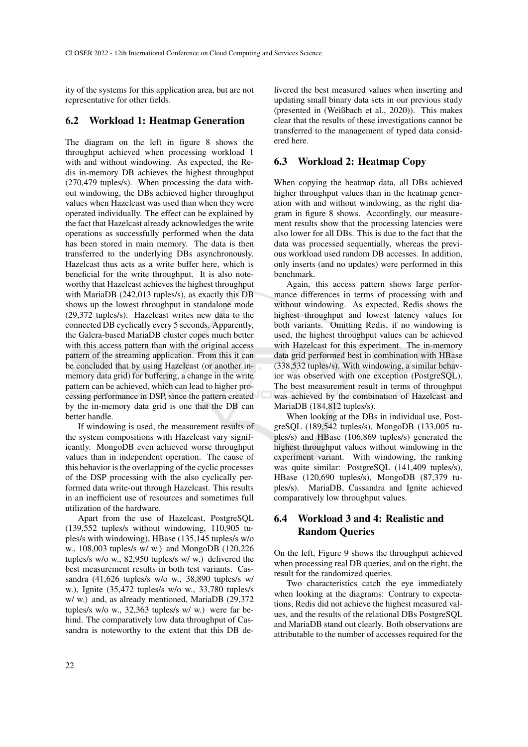ity of the systems for this application area, but are not representative for other fields.

### 6.2 Workload 1: Heatmap Generation

The diagram on the left in figure 8 shows the throughput achieved when processing workload 1 with and without windowing. As expected, the Redis in-memory DB achieves the highest throughput (270,479 tuples/s). When processing the data without windowing, the DBs achieved higher throughput values when Hazelcast was used than when they were operated individually. The effect can be explained by the fact that Hazelcast already acknowledges the write operations as successfully performed when the data has been stored in main memory. The data is then transferred to the underlying DBs asynchronously. Hazelcast thus acts as a write buffer here, which is beneficial for the write throughput. It is also noteworthy that Hazelcast achieves the highest throughput with MariaDB (242,013 tuples/s), as exactly this DB shows up the lowest throughput in standalone mode (29,372 tuples/s). Hazelcast writes new data to the connected DB cyclically every 5 seconds. Apparently, the Galera-based MariaDB cluster copes much better with this access pattern than with the original access pattern of the streaming application. From this it can be concluded that by using Hazelcast (or another in-memory data grid) for buffering, a change in the write pattern can be achieved, which can lead to higher processing performance in DSP, since the pattern created by the in-memory data grid is one that the DB can better handle.

If windowing is used, the measurement results of the system compositions with Hazelcast vary significantly. MongoDB even achieved worse throughput values than in independent operation. The cause of this behavior is the overlapping of the cyclic processes of the DSP processing with the also cyclically performed data write-out through Hazelcast. This results in an inefficient use of resources and sometimes full utilization of the hardware.

Apart from the use of Hazelcast, PostgreSQL (139,552 tuples/s without windowing, 110,905 tuples/s with windowing), HBase (135,145 tuples/s w/o w., 108,003 tuples/s w/ w.) and MongoDB (120,226 tuples/s w/o w., 82,950 tuples/s w/ w.) delivered the best measurement results in both test variants. Cassandra (41,626 tuples/s w/o w., 38,890 tuples/s w/ w.), Ignite (35,472 tuples/s w/o w., 33,780 tuples/s w/ w.) and, as already mentioned, MariaDB (29,372 tuples/s w/o w., 32,363 tuples/s w/ w.) were far behind. The comparatively low data throughput of Cassandra is noteworthy to the extent that this DB delivered the best measured values when inserting and updating small binary data sets in our previous study (presented in (Weißbach et al., 2020)). This makes clear that the results of these investigations cannot be transferred to the management of typed data considered here.

### 6.3 Workload 2: Heatmap Copy

When copying the heatmap data, all DBs achieved higher throughput values than in the heatmap generation with and without windowing, as the right diagram in figure 8 shows. Accordingly, our measurement results show that the processing latencies were also lower for all DBs. This is due to the fact that the data was processed sequentially, whereas the previous workload used random DB accesses. In addition, only inserts (and no updates) were performed in this benchmark.

Again, this access pattern shows large performance differences in terms of processing with and without windowing. As expected, Redis shows the highest throughput and lowest latency values for both variants. Omitting Redis, if no windowing is used, the highest throughput values can be achieved with Hazelcast for this experiment. The in-memory data grid performed best in combination with HBase (338,532 tuples/s). With windowing, a similar behavior was observed with one exception (PostgreSQL). The best measurement result in terms of throughput was achieved by the combination of Hazelcast and MariaDB (184,812 tuples/s).

When looking at the DBs in individual use, PostgreSQL (189,542 tuples/s), MongoDB (133,005 tuples/s) and HBase (106,869 tuples/s) generated the highest throughput values without windowing in the experiment variant. With windowing, the ranking was quite similar: PostgreSQL (141,409 tuples/s), HBase (120,690 tuples/s), MongoDB (87,379 tuples/s). MariaDB, Cassandra and Ignite achieved comparatively low throughput values.

### 6.4 Workload 3 and 4: Realistic and Random Queries

On the left, Figure 9 shows the throughput achieved when processing real DB queries, and on the right, the result for the randomized queries.

Two characteristics catch the eye immediately when looking at the diagrams: Contrary to expectations, Redis did not achieve the highest measured values, and the results of the relational DBs PostgreSQL and MariaDB stand out clearly. Both observations are attributable to the number of accesses required for the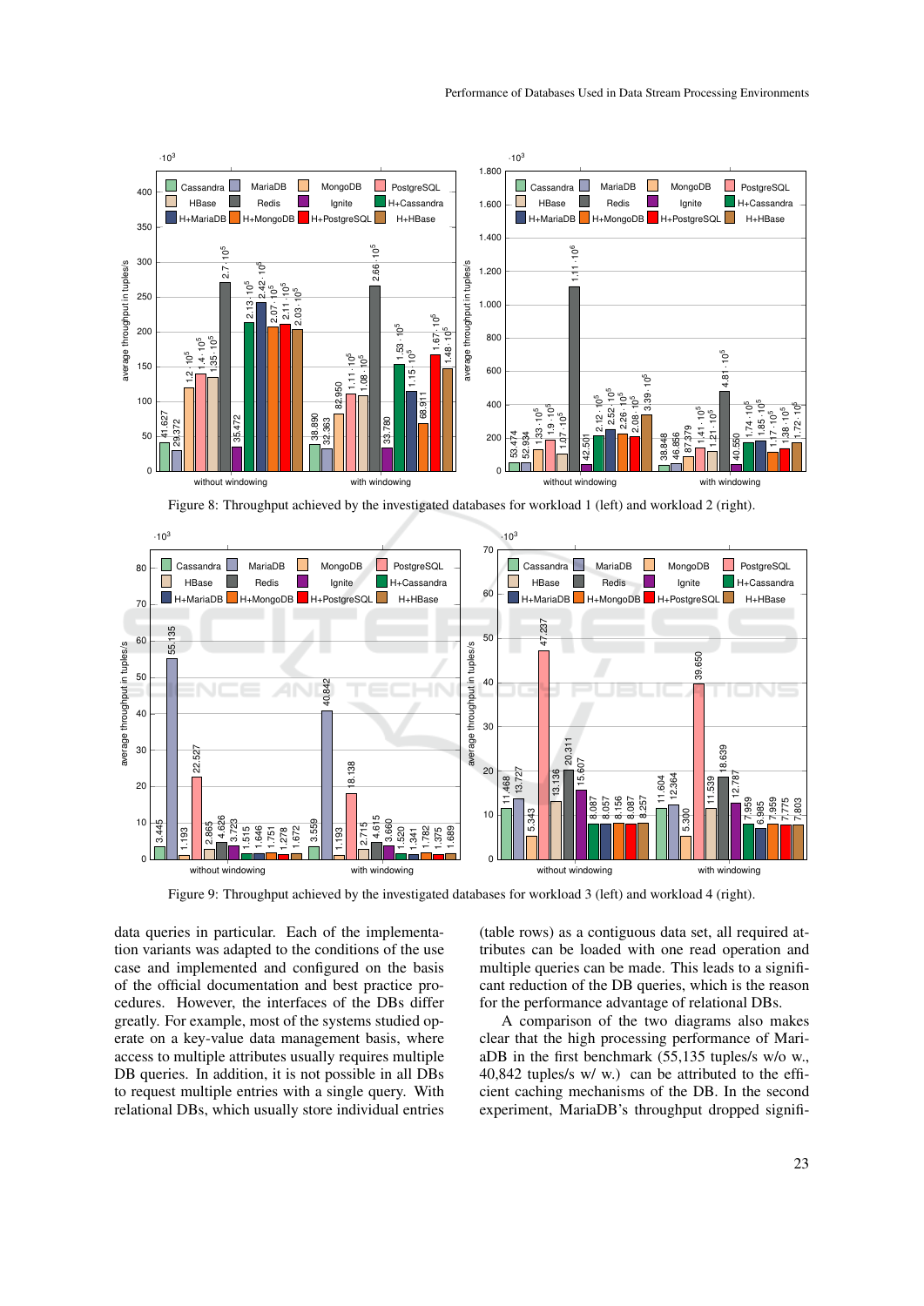Figure 8: Throughput achieved by the investigated databases for workload 1 (left) and workload 2 (right).

Figure 9: Throughput achieved by the investigated databases for workload 3 (left) and workload 4 (right).

data queries in particular. Each of the implementation variants was adapted to the conditions of the use case and implemented and configured on the basis of the official documentation and best practice procedures. However, the interfaces of the DBs differ greatly. For example, most of the systems studied operate on a key-value data management basis, where access to multiple attributes usually requires multiple DB queries. In addition, it is not possible in all DBs to request multiple entries with a single query. With relational DBs, which usually store individual entries (table rows) as a contiguous data set, all required attributes can be loaded with one read operation and multiple queries can be made. This leads to a significant reduction of the DB queries, which is the reason for the performance advantage of relational DBs.

A comparison of the two diagrams also makes clear that the high processing performance of MariaDB in the first benchmark (55,135 tuples/s w/o w., 40,842 tuples/s w/ w.) can be attributed to the efficient caching mechanisms of the DB. In the second experiment, MariaDB's throughput dropped signifi-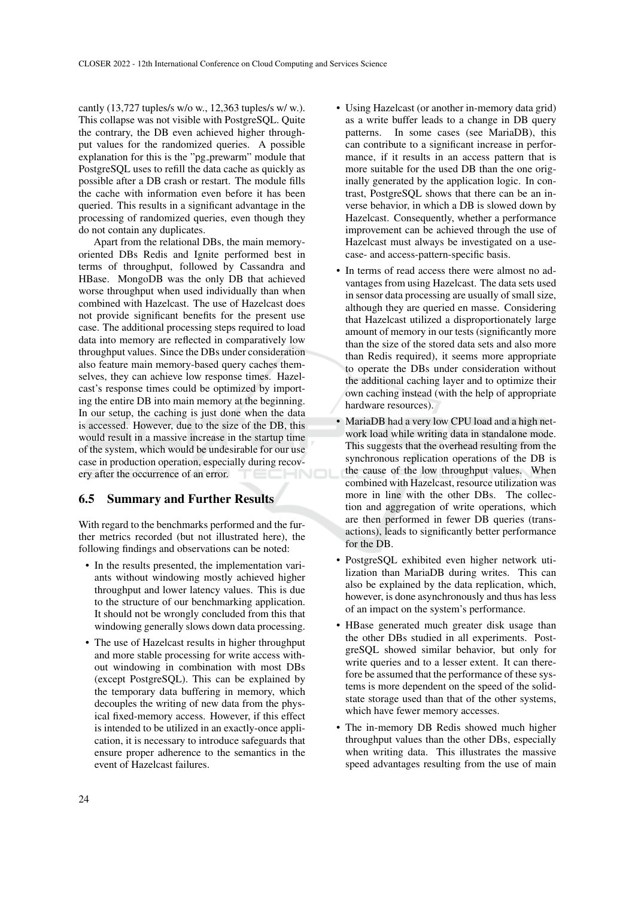cantly (13,727 tuples/s w/o w., 12,363 tuples/s w/ w.). This collapse was not visible with PostgreSQL. Quite the contrary, the DB even achieved higher throughput values for the randomized queries. A possible explanation for this is the "pg_prewarm" module that PostgreSQL uses to refill the data cache as quickly as possible after a DB crash or restart. The module fills the cache with information even before it has been queried. This results in a significant advantage in the processing of randomized queries, even though they do not contain any duplicates.

Apart from the relational DBs, the main memory-oriented DBs Redis and Ignite performed best in terms of throughput, followed by Cassandra and HBase. MongoDB was the only DB that achieved worse throughput when used individually than when combined with Hazelcast. The use of Hazelcast does not provide significant benefits for the present use case. The additional processing steps required to load data into memory are reflected in comparatively low throughput values. Since the DBs under consideration also feature main memory-based query caches themselves, they can achieve low response times. Hazelcast's response times could be optimized by importing the entire DB into main memory at the beginning. In our setup, the caching is just done when the data is accessed. However, due to the size of the DB, this would result in a massive increase in the startup time of the system, which would be undesirable for our use case in production operation, especially during recovery after the occurrence of an error.

## 6.5 Summary and Further Results

With regard to the benchmarks performed and the further metrics recorded (but not illustrated here), the following findings and observations can be noted:

- In the results presented, the implementation variants without windowing mostly achieved higher throughput and lower latency values. This is due to the structure of our benchmarking application. It should not be wrongly concluded from this that windowing generally slows down data processing.
- The use of Hazelcast results in higher throughput and more stable processing for write access without windowing in combination with most DBs (except PostgreSQL). This can be explained by the temporary data buffering in memory, which decouples the writing of new data from the physical fixed-memory access. However, if this effect is intended to be utilized in an exactly-once application, it is necessary to introduce safeguards that ensure proper adherence to the semantics in the event of Hazelcast failures.
- Using Hazelcast (or another in-memory data grid) as a write buffer leads to a change in DB query patterns. In some cases (see MariaDB), this can contribute to a significant increase in performance, if it results in an access pattern that is more suitable for the used DB than the one originally generated by the application logic. In contrast, PostgreSQL shows that there can be an inverse behavior, in which a DB is slowed down by Hazelcast. Consequently, whether a performance improvement can be achieved through the use of Hazelcast must always be investigated on a use-case- and access-pattern-specific basis.
- In terms of read access there were almost no advantages from using Hazelcast. The data sets used in sensor data processing are usually of small size, although they are queried en masse. Considering that Hazelcast utilized a disproportionately large amount of memory in our tests (significantly more than the size of the stored data sets and also more than Redis required), it seems more appropriate to operate the DBs under consideration without the additional caching layer and to optimize their own caching instead (with the help of appropriate hardware resources).
- MariaDB had a very low CPU load and a high network load while writing data in standalone mode. This suggests that the overhead resulting from the synchronous replication operations of the DB is the cause of the low throughput values. When combined with Hazelcast, resource utilization was more in line with the other DBs. The collection and aggregation of write operations, which are then performed in fewer DB queries (transactions), leads to significantly better performance for the DB.
- PostgreSQL exhibited even higher network utilization than MariaDB during writes. This can also be explained by the data replication, which, however, is done asynchronously and thus has less of an impact on the system's performance.
- HBase generated much greater disk usage than the other DBs studied in all experiments. PostgreSQL showed similar behavior, but only for write queries and to a lesser extent. It can therefore be assumed that the performance of these systems is more dependent on the speed of the solid-state storage used than that of the other systems, which have fewer memory accesses.
- The in-memory DB Redis showed much higher throughput values than the other DBs, especially when writing data. This illustrates the massive speed advantages resulting from the use of main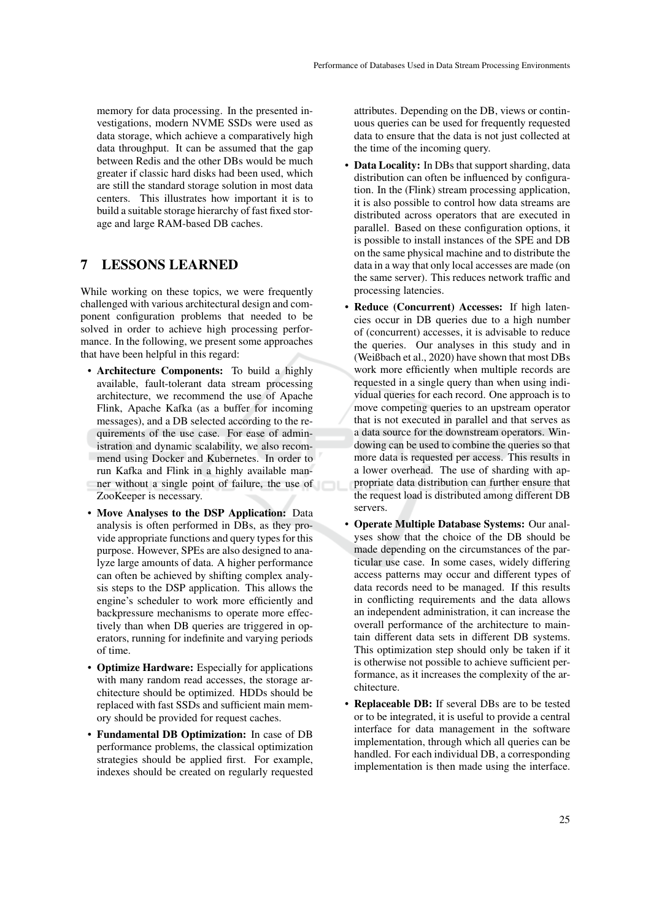memory for data processing. In the presented investigations, modern NVME SSDs were used as data storage, which achieve a comparatively high data throughput. It can be assumed that the gap between Redis and the other DBs would be much greater if classic hard disks had been used, which are still the standard storage solution in most data centers. This illustrates how important it is to build a suitable storage hierarchy of fast fixed storage and large RAM-based DB caches.

## 7 LESSONS LEARNED

While working on these topics, we were frequently challenged with various architectural design and component configuration problems that needed to be solved in order to achieve high processing performance. In the following, we present some approaches that have been helpful in this regard:

- **Architecture Components:** To build a highly available, fault-tolerant data stream processing architecture, we recommend the use of Apache Flink, Apache Kafka (as a buffer for incoming messages), and a DB selected according to the requirements of the use case. For ease of administration and dynamic scalability, we also recommend using Docker and Kubernetes. In order to run Kafka and Flink in a highly available manner without a single point of failure, the use of ZooKeeper is necessary.
- **Move Analyses to the DSP Application:** Data analysis is often performed in DBs, as they provide appropriate functions and query types for this purpose. However, SPEs are also designed to analyze large amounts of data. A higher performance can often be achieved by shifting complex analysis steps to the DSP application. This allows the engine's scheduler to work more efficiently and backpressure mechanisms to operate more effectively than when DB queries are triggered in operators, running for indefinite and varying periods of time.
- **Optimize Hardware:** Especially for applications with many random read accesses, the storage architecture should be optimized. HDDs should be replaced with fast SSDs and sufficient main memory should be provided for request caches.
- **Fundamental DB Optimization:** In case of DB performance problems, the classical optimization strategies should be applied first. For example, indexes should be created on regularly requested attributes. Depending on the DB, views or continuous queries can be used for frequently requested data to ensure that the data is not just collected at the time of the incoming query.
- **Data Locality:** In DBs that support sharding, data distribution can often be influenced by configuration. In the (Flink) stream processing application, it is also possible to control how data streams are distributed across operators that are executed in parallel. Based on these configuration options, it is possible to install instances of the SPE and DB on the same physical machine and to distribute the data in a way that only local accesses are made (on the same server). This reduces network traffic and processing latencies.
- **Reduce (Concurrent) Accesses:** If high latencies occur in DB queries due to a high number of (concurrent) accesses, it is advisable to reduce the queries. Our analyses in this study and in (Weißbach et al., 2020) have shown that most DBs work more efficiently when multiple records are requested in a single query than when using individual queries for each record. One approach is to move competing queries to an upstream operator that is not executed in parallel and that serves as a data source for the downstream operators. Windowing can be used to combine the queries so that more data is requested per access. This results in a lower overhead. The use of sharding with appropriate data distribution can further ensure that the request load is distributed among different DB servers.
- **Operate Multiple Database Systems:** Our analyses show that the choice of the DB should be made depending on the circumstances of the particular use case. In some cases, widely differing access patterns may occur and different types of data records need to be managed. If this results in conflicting requirements and the data allows an independent administration, it can increase the overall performance of the architecture to maintain different data sets in different DB systems. This optimization step should only be taken if it is otherwise not possible to achieve sufficient performance, as it increases the complexity of the architecture.
- **Replaceable DB:** If several DBs are to be tested or to be integrated, it is useful to provide a central interface for data management in the software implementation, through which all queries can be handled. For each individual DB, a corresponding implementation is then made using the interface.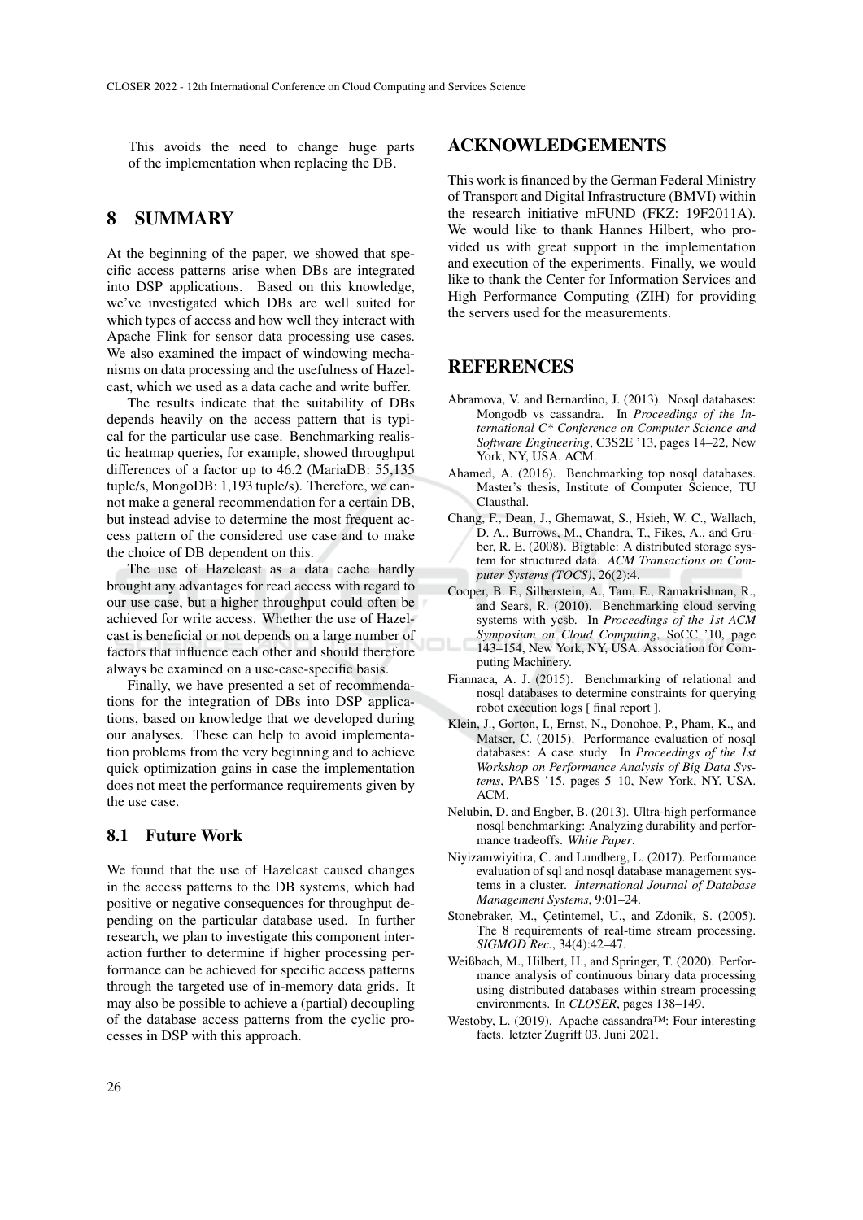This avoids the need to change huge parts of the implementation when replacing the DB.

## 8 SUMMARY

At the beginning of the paper, we showed that specific access patterns arise when DBs are integrated into DSP applications. Based on this knowledge, we've investigated which DBs are well suited for which types of access and how well they interact with Apache Flink for sensor data processing use cases. We also examined the impact of windowing mechanisms on data processing and the usefulness of Hazelcast, which we used as a data cache and write buffer.

The results indicate that the suitability of DBs depends heavily on the access pattern that is typical for the particular use case. Benchmarking realistic heatmap queries, for example, showed throughput differences of a factor up to 46.2 (MariaDB: 55,135 tuple/s, MongoDB: 1,193 tuple/s). Therefore, we cannot make a general recommendation for a certain DB, but instead advise to determine the most frequent access pattern of the considered use case and to make the choice of DB dependent on this.

The use of Hazelcast as a data cache hardly brought any advantages for read access with regard to our use case, but a higher throughput could often be achieved for write access. Whether the use of Hazelcast is beneficial or not depends on a large number of factors that influence each other and should therefore always be examined on a use-case-specific basis.

Finally, we have presented a set of recommendations for the integration of DBs into DSP applications, based on knowledge that we developed during our analyses. These can help to avoid implementation problems from the very beginning and to achieve quick optimization gains in case the implementation does not meet the performance requirements given by the use case.

### 8.1 Future Work

We found that the use of Hazelcast caused changes in the access patterns to the DB systems, which had positive or negative consequences for throughput depending on the particular database used. In further research, we plan to investigate this component interaction further to determine if higher processing performance can be achieved for specific access patterns through the targeted use of in-memory data grids. It may also be possible to achieve a (partial) decoupling of the database access patterns from the cyclic processes in DSP with this approach.

## ACKNOWLEDGEMENTS

This work is financed by the German Federal Ministry of Transport and Digital Infrastructure (BMVI) within the research initiative mFUND (FKZ: 19F2011A). We would like to thank Hannes Hilbert, who provided us with great support in the implementation and execution of the experiments. Finally, we would like to thank the Center for Information Services and High Performance Computing (ZIH) for providing the servers used for the measurements.

## REFERENCES

Abramova, V. and Bernardino, J. (2013). Nosql databases: Mongodb vs cassandra. In *Proceedings of the International C* Conference on Computer Science and Software Engineering*, C3S2E '13, pages 14–22, New York, NY, USA. ACM.

Ahamed, A. (2016). Benchmarking top nosql databases. Master's thesis, Institute of Computer Science, TU Clausthal.

Chang, F., Dean, J., Ghemawat, S., Hsieh, W. C., Wallach, D. A., Burrows, M., Chandra, T., Fikes, A., and Gruber, R. E. (2008). Bigtable: A distributed storage system for structured data. *ACM Transactions on Computer Systems (TOCS)*, 26(2):4.

Cooper, B. F., Silberstein, A., Tam, E., Ramakrishnan, R., and Sears, R. (2010). Benchmarking cloud serving systems with ycsb. In *Proceedings of the 1st ACM Symposium on Cloud Computing*, SoCC '10, page 143–154, New York, NY, USA. Association for Computing Machinery.

Fiannaca, A. J. (2015). Benchmarking of relational and nosql databases to determine constraints for querying robot execution logs [ final report ].

Klein, J., Gorton, I., Ernst, N., Donohoe, P., Pham, K., and Matser, C. (2015). Performance evaluation of nosql databases: A case study. In *Proceedings of the 1st Workshop on Performance Analysis of Big Data Systems*, PABS '15, pages 5–10, New York, NY, USA. ACM.

Nelubin, D. and Engber, B. (2013). Ultra-high performance nosql benchmarking: Analyzing durability and performance tradeoffs. *White Paper*.

Niyizamwiyitira, C. and Lundberg, L. (2017). Performance evaluation of sql and nosql database management systems in a cluster. *International Journal of Database Management Systems*, 9:01–24.

Stonebraker, M., Çetintemel, U., and Zdonik, S. (2005). The 8 requirements of real-time stream processing. *SIGMOD Rec.*, 34(4):42–47.

Weißbach, M., Hilbert, H., and Springer, T. (2020). Performance analysis of continuous binary data processing using distributed databases within stream processing environments. In *CLOSER*, pages 138–149.

Westoby, L. (2019). Apache cassandra™: Four interesting facts. letzter Zugriff 03. Juni 2021.